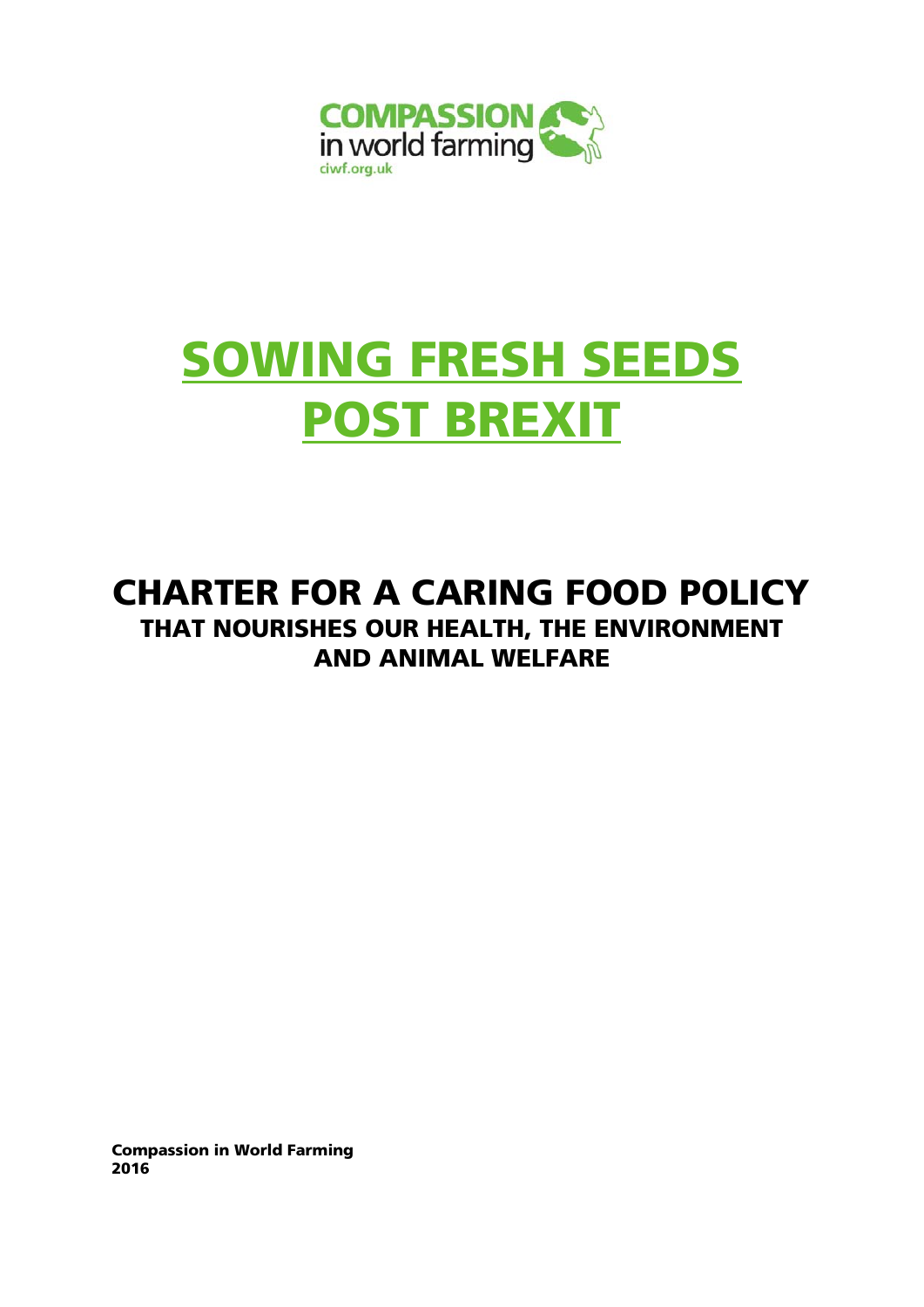COMPASSION in world farming
ciwf.org.uk

# SOWING FRESH SEEDS POST BREXIT

## CHARTER FOR A CARING FOOD POLICY

### THAT NOURISHES OUR HEALTH, THE ENVIRONMENT AND ANIMAL WELFARE

**Compassion in World Farming**
**2016**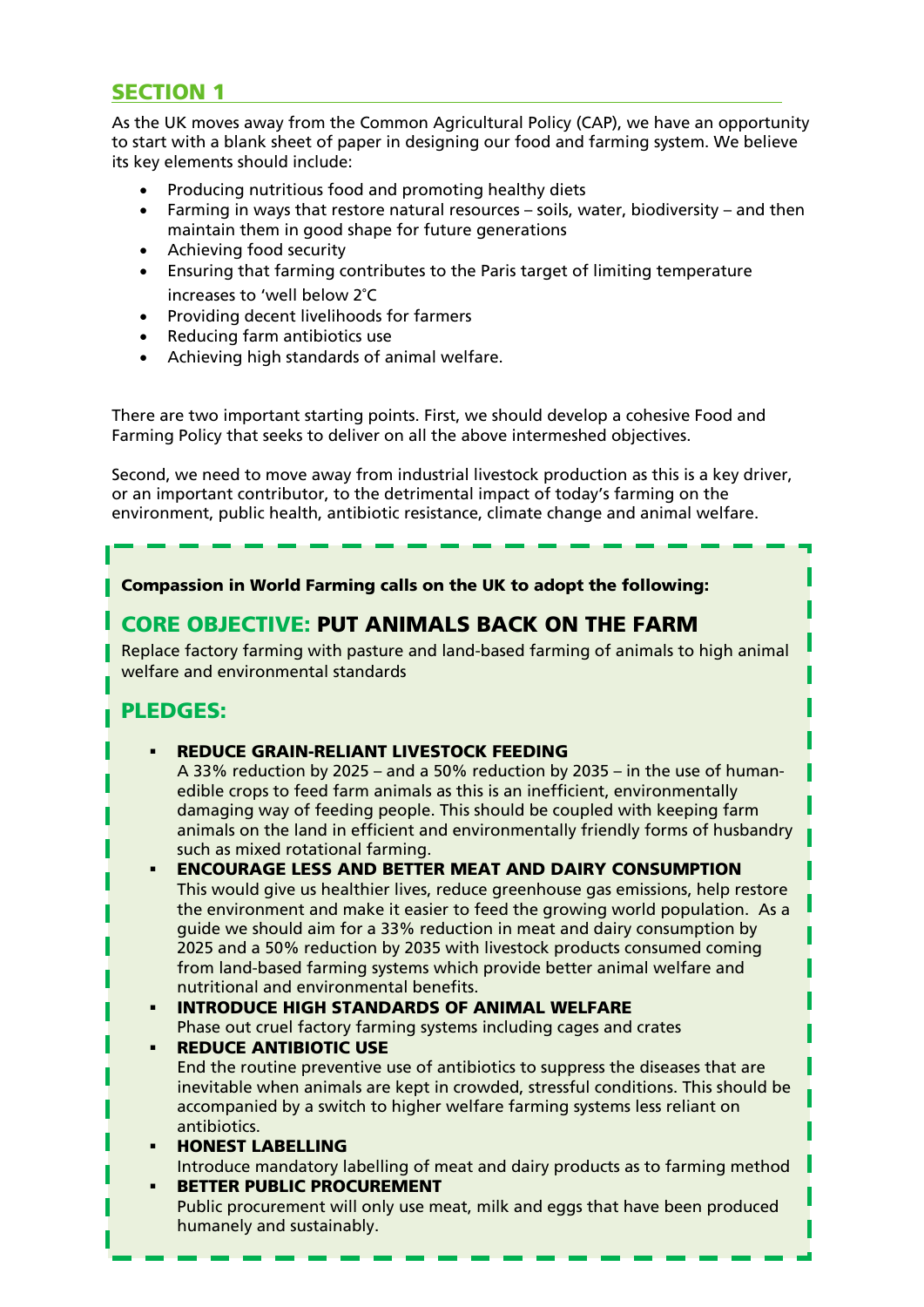## SECTION 1

As the UK moves away from the Common Agricultural Policy (CAP), we have an opportunity to start with a blank sheet of paper in designing our food and farming system. We believe its key elements should include:

- Producing nutritious food and promoting healthy diets
- Farming in ways that restore natural resources – soils, water, biodiversity – and then maintain them in good shape for future generations
- Achieving food security
- Ensuring that farming contributes to the Paris target of limiting temperature increases to 'well below 2°C
- Providing decent livelihoods for farmers
- Reducing farm antibiotics use
- Achieving high standards of animal welfare.

There are two important starting points. First, we should develop a cohesive Food and Farming Policy that seeks to deliver on all the above intermeshed objectives.

Second, we need to move away from industrial livestock production as this is a key driver, or an important contributor, to the detrimental impact of today's farming on the environment, public health, antibiotic resistance, climate change and animal welfare.

**Compassion in World Farming calls on the UK to adopt the following:**

### CORE OBJECTIVE: PUT ANIMALS BACK ON THE FARM

Replace factory farming with pasture and land-based farming of animals to high animal welfare and environmental standards

### PLEDGES:

- **REDUCE GRAIN-RELIANT LIVESTOCK FEEDING**
  A 33% reduction by 2025 – and a 50% reduction by 2035 – in the use of human-edible crops to feed farm animals as this is an inefficient, environmentally damaging way of feeding people. This should be coupled with keeping farm animals on the land in efficient and environmentally friendly forms of husbandry such as mixed rotational farming.
- **ENCOURAGE LESS AND BETTER MEAT AND DAIRY CONSUMPTION**
  This would give us healthier lives, reduce greenhouse gas emissions, help restore the environment and make it easier to feed the growing world population. As a guide we should aim for a 33% reduction in meat and dairy consumption by 2025 and a 50% reduction by 2035 with livestock products consumed coming from land-based farming systems which provide better animal welfare and nutritional and environmental benefits.
- **INTRODUCE HIGH STANDARDS OF ANIMAL WELFARE**
  Phase out cruel factory farming systems including cages and crates
- **REDUCE ANTIBIOTIC USE**
  End the routine preventive use of antibiotics to suppress the diseases that are inevitable when animals are kept in crowded, stressful conditions. This should be accompanied by a switch to higher welfare farming systems less reliant on antibiotics.
- **HONEST LABELLING**
  Introduce mandatory labelling of meat and dairy products as to farming method
- **BETTER PUBLIC PROCUREMENT**
  Public procurement will only use meat, milk and eggs that have been produced humanely and sustainably.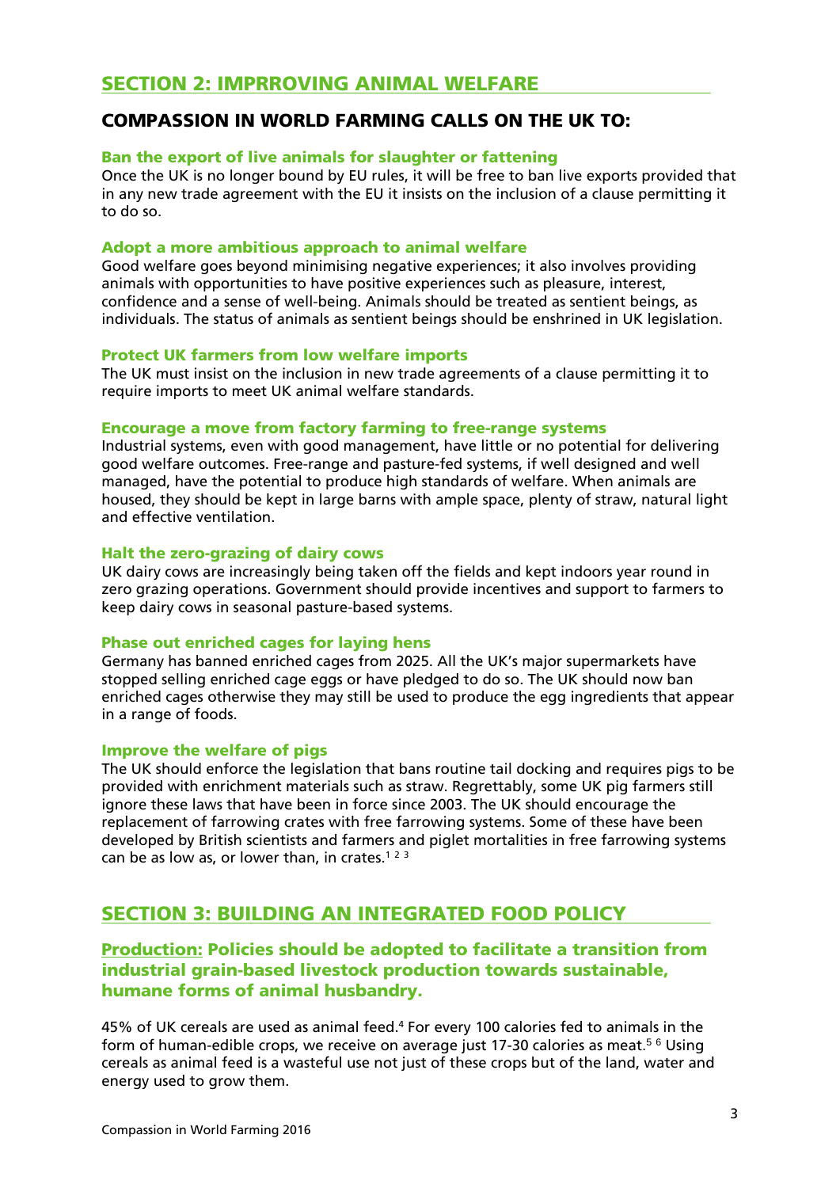## SECTION 2: IMPRROVING ANIMAL WELFARE

### COMPASSION IN WORLD FARMING CALLS ON THE UK TO:

**Ban the export of live animals for slaughter or fattening**

Once the UK is no longer bound by EU rules, it will be free to ban live exports provided that in any new trade agreement with the EU it insists on the inclusion of a clause permitting it to do so.

**Adopt a more ambitious approach to animal welfare**

Good welfare goes beyond minimising negative experiences; it also involves providing animals with opportunities to have positive experiences such as pleasure, interest, confidence and a sense of well-being. Animals should be treated as sentient beings, as individuals. The status of animals as sentient beings should be enshrined in UK legislation.

**Protect UK farmers from low welfare imports**

The UK must insist on the inclusion in new trade agreements of a clause permitting it to require imports to meet UK animal welfare standards.

**Encourage a move from factory farming to free-range systems**

Industrial systems, even with good management, have little or no potential for delivering good welfare outcomes. Free-range and pasture-fed systems, if well designed and well managed, have the potential to produce high standards of welfare. When animals are housed, they should be kept in large barns with ample space, plenty of straw, natural light and effective ventilation.

**Halt the zero-grazing of dairy cows**

UK dairy cows are increasingly being taken off the fields and kept indoors year round in zero grazing operations. Government should provide incentives and support to farmers to keep dairy cows in seasonal pasture-based systems.

**Phase out enriched cages for laying hens**

Germany has banned enriched cages from 2025. All the UK's major supermarkets have stopped selling enriched cage eggs or have pledged to do so. The UK should now ban enriched cages otherwise they may still be used to produce the egg ingredients that appear in a range of foods.

**Improve the welfare of pigs**

The UK should enforce the legislation that bans routine tail docking and requires pigs to be provided with enrichment materials such as straw. Regrettably, some UK pig farmers still ignore these laws that have been in force since 2003. The UK should encourage the replacement of farrowing crates with free farrowing systems. Some of these have been developed by British scientists and farmers and piglet mortalities in free farrowing systems can be as low as, or lower than, in crates.[1 2 3]

## SECTION 3: BUILDING AN INTEGRATED FOOD POLICY

### Production: Policies should be adopted to facilitate a transition from industrial grain-based livestock production towards sustainable, humane forms of animal husbandry.

45% of UK cereals are used as animal feed.[4] For every 100 calories fed to animals in the form of human-edible crops, we receive on average just 17-30 calories as meat.[5 6] Using cereals as animal feed is a wasteful use not just of these crops but of the land, water and energy used to grow them.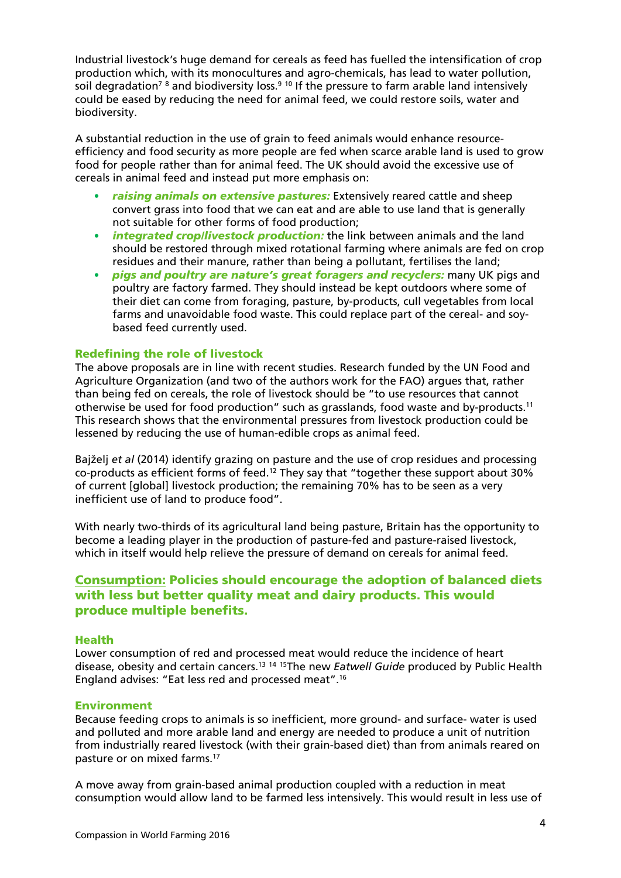Industrial livestock's huge demand for cereals as feed has fuelled the intensification of crop production which, with its monocultures and agro-chemicals, has lead to water pollution, soil degradation[7] [8] and biodiversity loss.[9] [10] If the pressure to farm arable land intensively could be eased by reducing the need for animal feed, we could restore soils, water and biodiversity.

A substantial reduction in the use of grain to feed animals would enhance resource-efficiency and food security as more people are fed when scarce arable land is used to grow food for people rather than for animal feed. The UK should avoid the excessive use of cereals in animal feed and instead put more emphasis on:

- ***raising animals on extensive pastures:*** Extensively reared cattle and sheep convert grass into food that we can eat and are able to use land that is generally not suitable for other forms of food production;
- ***integrated crop/livestock production:*** the link between animals and the land should be restored through mixed rotational farming where animals are fed on crop residues and their manure, rather than being a pollutant, fertilises the land;
- ***pigs and poultry are nature's great foragers and recyclers:*** many UK pigs and poultry are factory farmed. They should instead be kept outdoors where some of their diet can come from foraging, pasture, by-products, cull vegetables from local farms and unavoidable food waste. This could replace part of the cereal- and soy-based feed currently used.

### Redefining the role of livestock

The above proposals are in line with recent studies. Research funded by the UN Food and Agriculture Organization (and two of the authors work for the FAO) argues that, rather than being fed on cereals, the role of livestock should be "to use resources that cannot otherwise be used for food production" such as grasslands, food waste and by-products.[11] This research shows that the environmental pressures from livestock production could be lessened by reducing the use of human-edible crops as animal feed.

Bajželj *et al* (2014) identify grazing on pasture and the use of crop residues and processing co-products as efficient forms of feed.[12] They say that "together these support about 30% of current [global] livestock production; the remaining 70% has to be seen as a very inefficient use of land to produce food".

With nearly two-thirds of its agricultural land being pasture, Britain has the opportunity to become a leading player in the production of pasture-fed and pasture-raised livestock, which in itself would help relieve the pressure of demand on cereals for animal feed.

## Consumption: Policies should encourage the adoption of balanced diets with less but better quality meat and dairy products. This would produce multiple benefits.

### Health

Lower consumption of red and processed meat would reduce the incidence of heart disease, obesity and certain cancers.[13] [14] [15] The new *Eatwell Guide* produced by Public Health England advises: "Eat less red and processed meat".[16]

### Environment

Because feeding crops to animals is so inefficient, more ground- and surface- water is used and polluted and more arable land and energy are needed to produce a unit of nutrition from industrially reared livestock (with their grain-based diet) than from animals reared on pasture or on mixed farms.[17]

A move away from grain-based animal production coupled with a reduction in meat consumption would allow land to be farmed less intensively. This would result in less use of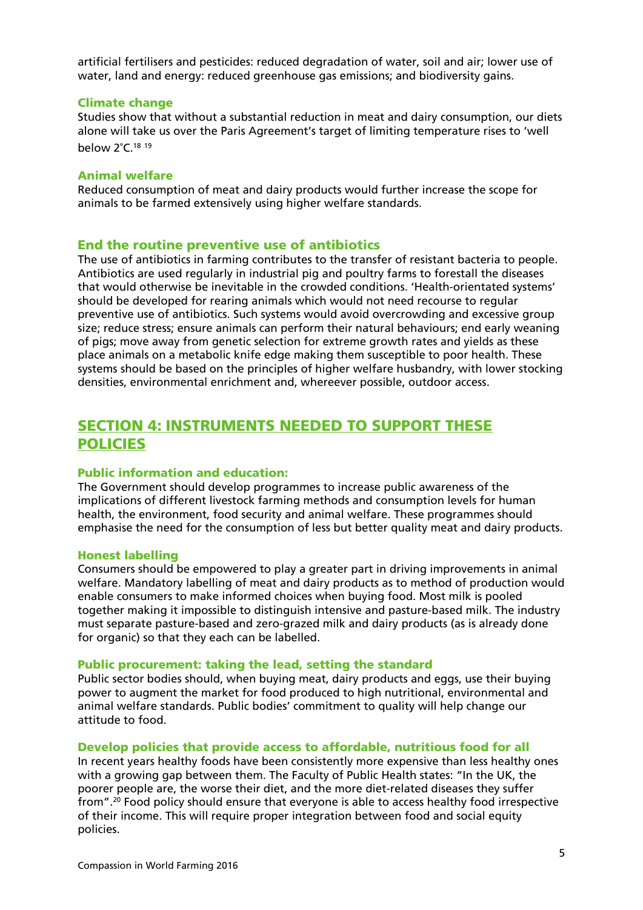artificial fertilisers and pesticides: reduced degradation of water, soil and air; lower use of water, land and energy: reduced greenhouse gas emissions; and biodiversity gains.

### Climate change

Studies show that without a substantial reduction in meat and dairy consumption, our diets alone will take us over the Paris Agreement's target of limiting temperature rises to 'well below 2˚C.[18 19]

### Animal welfare

Reduced consumption of meat and dairy products would further increase the scope for animals to be farmed extensively using higher welfare standards.

### End the routine preventive use of antibiotics

The use of antibiotics in farming contributes to the transfer of resistant bacteria to people. Antibiotics are used regularly in industrial pig and poultry farms to forestall the diseases that would otherwise be inevitable in the crowded conditions. 'Health-orientated systems' should be developed for rearing animals which would not need recourse to regular preventive use of antibiotics. Such systems would avoid overcrowding and excessive group size; reduce stress; ensure animals can perform their natural behaviours; end early weaning of pigs; move away from genetic selection for extreme growth rates and yields as these place animals on a metabolic knife edge making them susceptible to poor health. These systems should be based on the principles of higher welfare husbandry, with lower stocking densities, environmental enrichment and, whereever possible, outdoor access.

## SECTION 4: INSTRUMENTS NEEDED TO SUPPORT THESE POLICIES

### Public information and education:

The Government should develop programmes to increase public awareness of the implications of different livestock farming methods and consumption levels for human health, the environment, food security and animal welfare. These programmes should emphasise the need for the consumption of less but better quality meat and dairy products.

### Honest labelling

Consumers should be empowered to play a greater part in driving improvements in animal welfare. Mandatory labelling of meat and dairy products as to method of production would enable consumers to make informed choices when buying food. Most milk is pooled together making it impossible to distinguish intensive and pasture-based milk. The industry must separate pasture-based and zero-grazed milk and dairy products (as is already done for organic) so that they each can be labelled.

### Public procurement: taking the lead, setting the standard

Public sector bodies should, when buying meat, dairy products and eggs, use their buying power to augment the market for food produced to high nutritional, environmental and animal welfare standards. Public bodies' commitment to quality will help change our attitude to food.

### Develop policies that provide access to affordable, nutritious food for all

In recent years healthy foods have been consistently more expensive than less healthy ones with a growing gap between them. The Faculty of Public Health states: "In the UK, the poorer people are, the worse their diet, and the more diet-related diseases they suffer from".[20] Food policy should ensure that everyone is able to access healthy food irrespective of their income. This will require proper integration between food and social equity policies.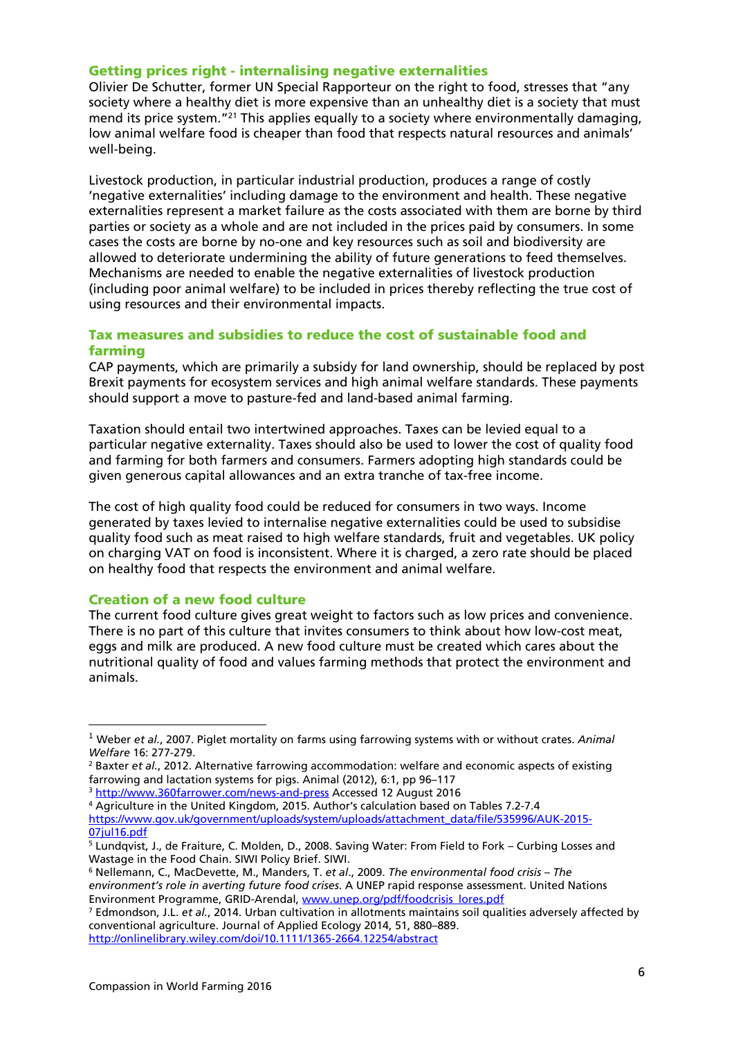## Getting prices right - internalising negative externalities

Olivier De Schutter, former UN Special Rapporteur on the right to food, stresses that "any society where a healthy diet is more expensive than an unhealthy diet is a society that must mend its price system."[21] This applies equally to a society where environmentally damaging, low animal welfare food is cheaper than food that respects natural resources and animals' well-being.

Livestock production, in particular industrial production, produces a range of costly 'negative externalities' including damage to the environment and health. These negative externalities represent a market failure as the costs associated with them are borne by third parties or society as a whole and are not included in the prices paid by consumers. In some cases the costs are borne by no-one and key resources such as soil and biodiversity are allowed to deteriorate undermining the ability of future generations to feed themselves. Mechanisms are needed to enable the negative externalities of livestock production (including poor animal welfare) to be included in prices thereby reflecting the true cost of using resources and their environmental impacts.

## Tax measures and subsidies to reduce the cost of sustainable food and farming

CAP payments, which are primarily a subsidy for land ownership, should be replaced by post Brexit payments for ecosystem services and high animal welfare standards. These payments should support a move to pasture-fed and land-based animal farming.

Taxation should entail two intertwined approaches. Taxes can be levied equal to a particular negative externality. Taxes should also be used to lower the cost of quality food and farming for both farmers and consumers. Farmers adopting high standards could be given generous capital allowances and an extra tranche of tax-free income.

The cost of high quality food could be reduced for consumers in two ways. Income generated by taxes levied to internalise negative externalities could be used to subsidise quality food such as meat raised to high welfare standards, fruit and vegetables. UK policy on charging VAT on food is inconsistent. Where it is charged, a zero rate should be placed on healthy food that respects the environment and animal welfare.

## Creation of a new food culture

The current food culture gives great weight to factors such as low prices and convenience. There is no part of this culture that invites consumers to think about how low-cost meat, eggs and milk are produced. A new food culture must be created which cares about the nutritional quality of food and values farming methods that protect the environment and animals.

---

[1] Weber *et al*., 2007. Piglet mortality on farms using farrowing systems with or without crates. *Animal Welfare* 16: 277-279.

[2] Baxter *et al*., 2012. Alternative farrowing accommodation: welfare and economic aspects of existing farrowing and lactation systems for pigs. Animal (2012), 6:1, pp 96–117

[3] http://www.360farrower.com/news-and-press Accessed 12 August 2016

[4] Agriculture in the United Kingdom, 2015. Author's calculation based on Tables 7.2-7.4 https://www.gov.uk/government/uploads/system/uploads/attachment_data/file/535996/AUK-2015-07jul16.pdf

[5] Lundqvist, J., de Fraiture, C. Molden, D., 2008. Saving Water: From Field to Fork – Curbing Losses and Wastage in the Food Chain. SIWI Policy Brief. SIWI.

[6] Nellemann, C., MacDevette, M., Manders, T. *et al*., 2009. *The environmental food crisis – The environment's role in averting future food crises.* A UNEP rapid response assessment. United Nations Environment Programme, GRID-Arendal, www.unep.org/pdf/foodcrisis_lores.pdf

[7] Edmondson, J.L. *et al*., 2014. Urban cultivation in allotments maintains soil qualities adversely affected by conventional agriculture. Journal of Applied Ecology 2014, 51, 880–889. http://onlinelibrary.wiley.com/doi/10.1111/1365-2664.12254/abstract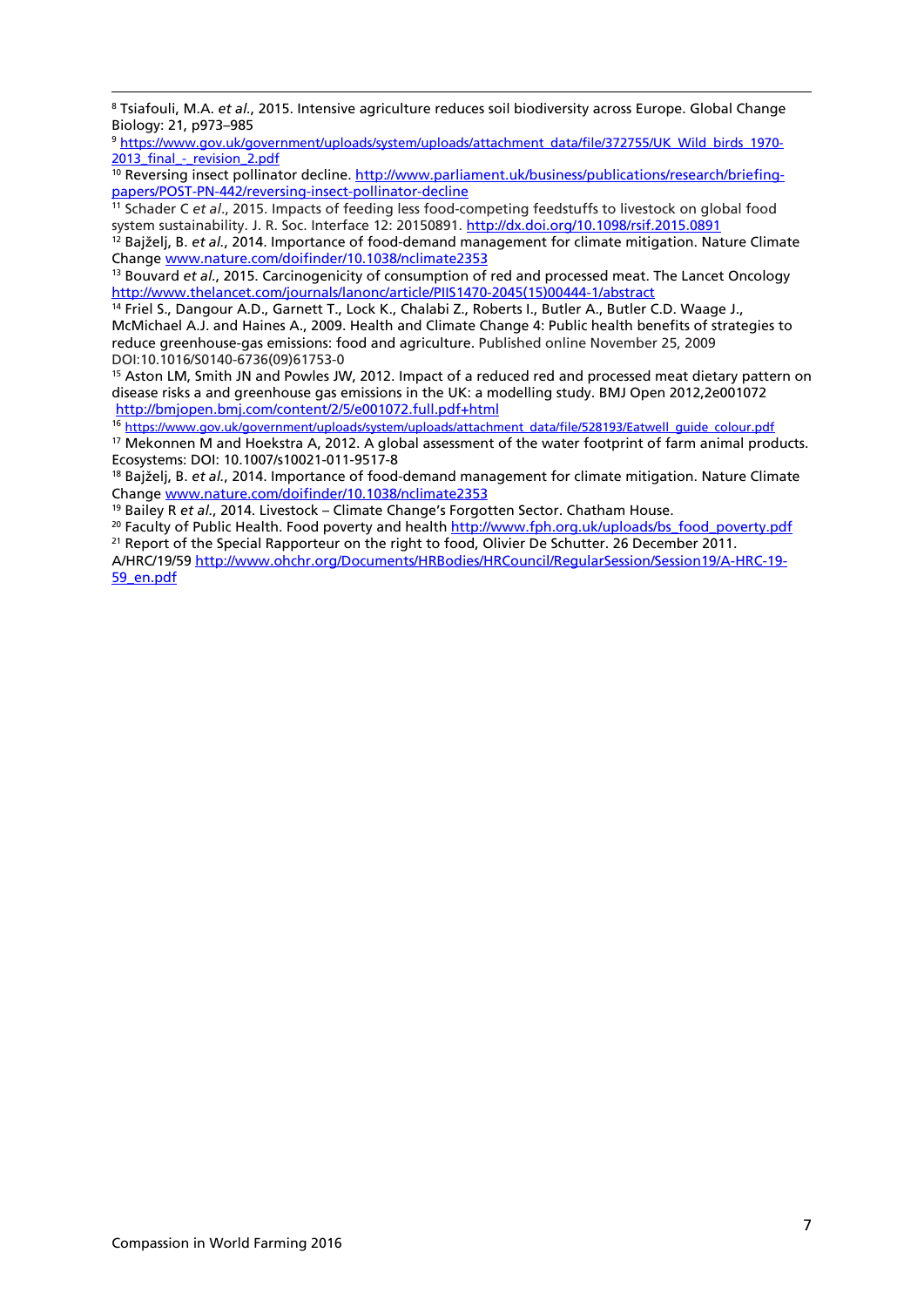[8] Tsiafouli, M.A. *et al*., 2015. Intensive agriculture reduces soil biodiversity across Europe. Global Change Biology: 21, p973–985

[9] https://www.gov.uk/government/uploads/system/uploads/attachment_data/file/372755/UK_Wild_birds_1970-2013_final_-_revision_2.pdf

[10] Reversing insect pollinator decline. http://www.parliament.uk/business/publications/research/briefing-papers/POST-PN-442/reversing-insect-pollinator-decline

[11] Schader C *et al*., 2015. Impacts of feeding less food-competing feedstuffs to livestock on global food system sustainability. J. R. Soc. Interface 12: 20150891. http://dx.doi.org/10.1098/rsif.2015.0891

[12] Bajželj, B. *et al*., 2014. Importance of food-demand management for climate mitigation. Nature Climate Change www.nature.com/doifinder/10.1038/nclimate2353

[13] Bouvard *et al*., 2015. Carcinogenicity of consumption of red and processed meat. The Lancet Oncology http://www.thelancet.com/journals/lanonc/article/PIIS1470-2045(15)00444-1/abstract

[14] Friel S., Dangour A.D., Garnett T., Lock K., Chalabi Z., Roberts I., Butler A., Butler C.D. Waage J., McMichael A.J. and Haines A., 2009. Health and Climate Change 4: Public health benefits of strategies to reduce greenhouse-gas emissions: food and agriculture. Published online November 25, 2009 DOI:10.1016/S0140-6736(09)61753-0

[15] Aston LM, Smith JN and Powles JW, 2012. Impact of a reduced red and processed meat dietary pattern on disease risks a and greenhouse gas emissions in the UK: a modelling study. BMJ Open 2012,2e001072 http://bmjopen.bmj.com/content/2/5/e001072.full.pdf+html

[16] https://www.gov.uk/government/uploads/system/uploads/attachment_data/file/528193/Eatwell_guide_colour.pdf

[17] Mekonnen M and Hoekstra A, 2012. A global assessment of the water footprint of farm animal products. Ecosystems: DOI: 10.1007/s10021-011-9517-8

[18] Bajželj, B. *et al*., 2014. Importance of food-demand management for climate mitigation. Nature Climate Change www.nature.com/doifinder/10.1038/nclimate2353

[19] Bailey R *et al*., 2014. Livestock – Climate Change's Forgotten Sector. Chatham House.

[20] Faculty of Public Health. Food poverty and health http://www.fph.org.uk/uploads/bs_food_poverty.pdf

[21] Report of the Special Rapporteur on the right to food, Olivier De Schutter. 26 December 2011. A/HRC/19/59 http://www.ohchr.org/Documents/HRBodies/HRCouncil/RegularSession/Session19/A-HRC-19-59_en.pdf

Compassion in World Farming 2016